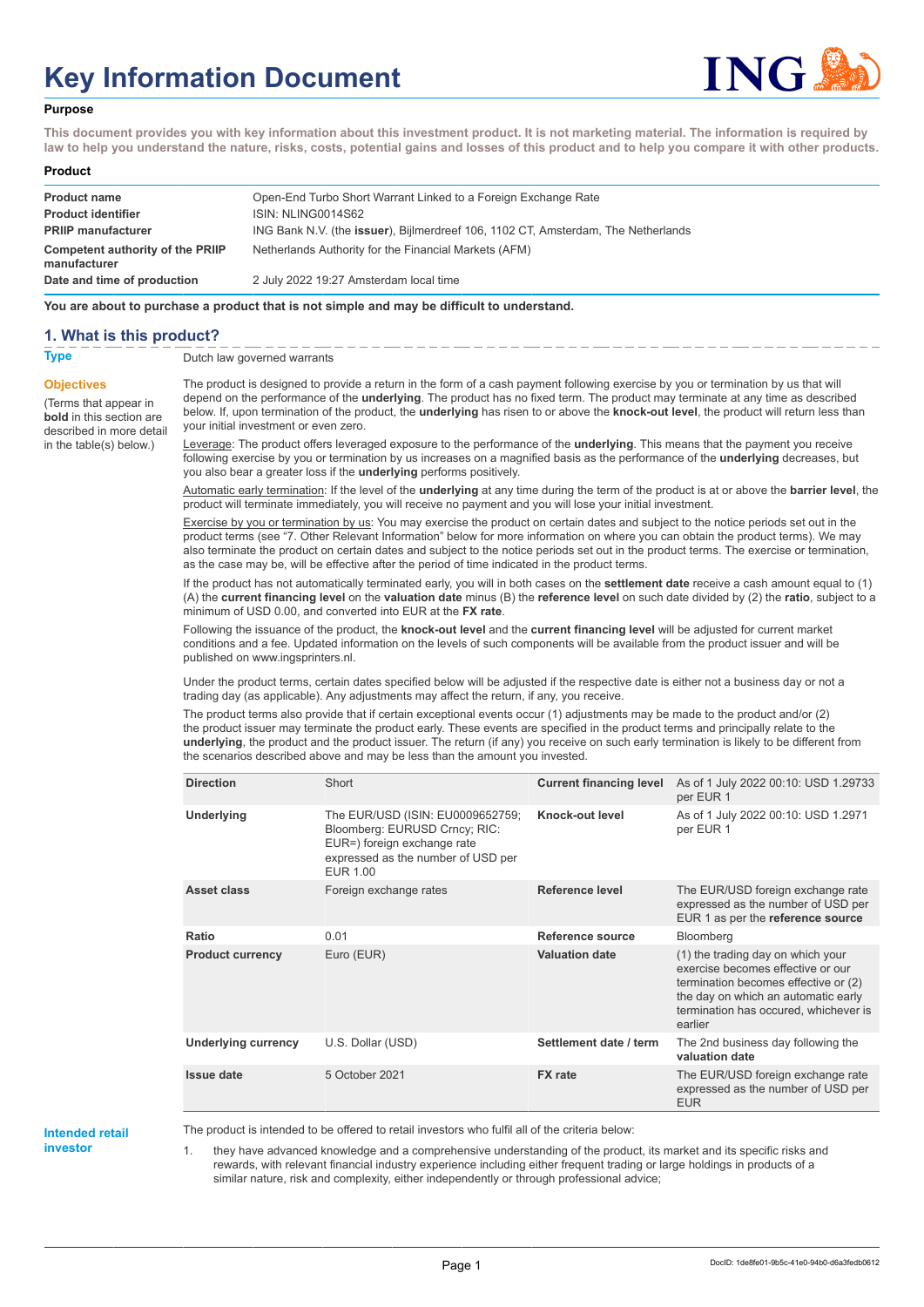# Key Information Document

**Purpose**

**This document provides you with key information about this investment product. It is not marketing material. The information is required by law to help you understand the nature, risks, costs, potential gains and losses of this product and to help you compare it with other products.**

**Product**

| | |
|---|---|
| **Product name** | Open-End Turbo Short Warrant Linked to a Foreign Exchange Rate |
| **Product identifier** | ISIN: NLING0014S62 |
| **PRIIP manufacturer** | ING Bank N.V. (the **issuer**), Bijlmerdreef 106, 1102 CT, Amsterdam, The Netherlands |
| **Competent authority of the PRIIP manufacturer** | Netherlands Authority for the Financial Markets (AFM) |
| **Date and time of production** | 2 July 2022 19:27 Amsterdam local time |

**You are about to purchase a product that is not simple and may be difficult to understand.**

## 1. What is this product?

**Type**

Dutch law governed warrants

**Objectives**

(Terms that appear in **bold** in this section are described in more detail in the table(s) below.)

The product is designed to provide a return in the form of a cash payment following exercise by you or termination by us that will depend on the performance of the **underlying**. The product has no fixed term. The product may terminate at any time as described below. If, upon termination of the product, the **underlying** has risen to or above the **knock-out level**, the product will return less than your initial investment or even zero.

Leverage: The product offers leveraged exposure to the performance of the **underlying**. This means that the payment you receive following exercise by you or termination by us increases on a magnified basis as the performance of the **underlying** decreases, but you also bear a greater loss if the **underlying** performs positively.

Automatic early termination: If the level of the **underlying** at any time during the term of the product is at or above the **barrier level**, the product will terminate immediately, you will receive no payment and you will lose your initial investment.

Exercise by you or termination by us: You may exercise the product on certain dates and subject to the notice periods set out in the product terms (see "7. Other Relevant Information" below for more information on where you can obtain the product terms). We may also terminate the product on certain dates and subject to the notice periods set out in the product terms. The exercise or termination, as the case may be, will be effective after the period of time indicated in the product terms.

If the product has not automatically terminated early, you will in both cases on the **settlement date** receive a cash amount equal to (1) (A) the **current financing level** on the **valuation date** minus (B) the **reference level** on such date divided by (2) the **ratio**, subject to a minimum of USD 0.00, and converted into EUR at the **FX rate**.

Following the issuance of the product, the **knock-out level** and the **current financing level** will be adjusted for current market conditions and a fee. Updated information on the levels of such components will be available from the product issuer and will be published on www.ingsprinters.nl.

Under the product terms, certain dates specified below will be adjusted if the respective date is either not a business day or not a trading day (as applicable). Any adjustments may affect the return, if any, you receive.

The product terms also provide that if certain exceptional events occur (1) adjustments may be made to the product and/or (2) the product issuer may terminate the product early. These events are specified in the product terms and principally relate to the **underlying**, the product and the product issuer. The return (if any) you receive on such early termination is likely to be different from the scenarios described above and may be less than the amount you invested.

| | | | |
|---|---|---|---|
| **Direction** | Short | **Current financing level** | As of 1 July 2022 00:10: USD 1.29733 per EUR 1 |
| **Underlying** | The EUR/USD (ISIN: EU0009652759; Bloomberg: EURUSD Crncy; RIC: EUR=) foreign exchange rate expressed as the number of USD per EUR 1.00 | **Knock-out level** | As of 1 July 2022 00:10: USD 1.2971 per EUR 1 |
| **Asset class** | Foreign exchange rates | **Reference level** | The EUR/USD foreign exchange rate expressed as the number of USD per EUR 1 as per the **reference source** |
| **Ratio** | 0.01 | **Reference source** | Bloomberg |
| **Product currency** | Euro (EUR) | **Valuation date** | (1) the trading day on which your exercise becomes effective or our termination becomes effective or (2) the day on which an automatic early termination has occured, whichever is earlier |
| **Underlying currency** | U.S. Dollar (USD) | **Settlement date / term** | The 2nd business day following the **valuation date** |
| **Issue date** | 5 October 2021 | **FX rate** | The EUR/USD foreign exchange rate expressed as the number of USD per EUR |

**Intended retail investor**

The product is intended to be offered to retail investors who fulfil all of the criteria below:

1. they have advanced knowledge and a comprehensive understanding of the product, its market and its specific risks and rewards, with relevant financial industry experience including either frequent trading or large holdings in products of a similar nature, risk and complexity, either independently or through professional advice;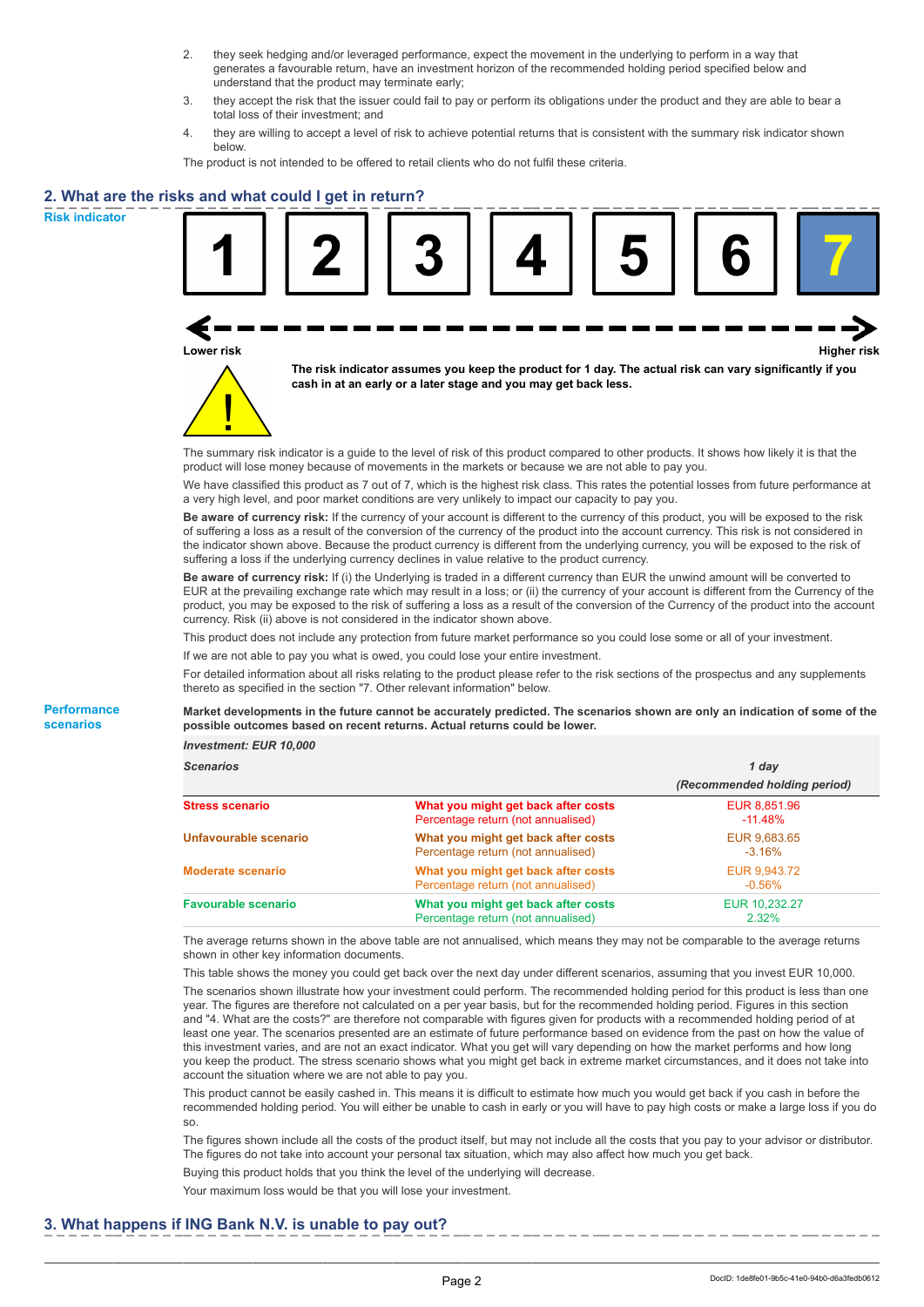2. they seek hedging and/or leveraged performance, expect the movement in the underlying to perform in a way that generates a favourable return, have an investment horizon of the recommended holding period specified below and understand that the product may terminate early;
3. they accept the risk that the issuer could fail to pay or perform its obligations under the product and they are able to bear a total loss of their investment; and
4. they are willing to accept a level of risk to achieve potential returns that is consistent with the summary risk indicator shown below.

The product is not intended to be offered to retail clients who do not fulfil these criteria.

## 2. What are the risks and what could I get in return?

**Risk indicator**

| 1 | 2 | 3 | 4 | 5 | 6 | **7** |
|---|---|---|---|---|---|---|

Lower risk — Higher risk

**The risk indicator assumes you keep the product for 1 day. The actual risk can vary significantly if you cash in at an early or a later stage and you may get back less.**

The summary risk indicator is a guide to the level of risk of this product compared to other products. It shows how likely it is that the product will lose money because of movements in the markets or because we are not able to pay you.

We have classified this product as 7 out of 7, which is the highest risk class. This rates the potential losses from future performance at a very high level, and poor market conditions are very unlikely to impact our capacity to pay you.

**Be aware of currency risk:** If the currency of your account is different to the currency of this product, you will be exposed to the risk of suffering a loss as a result of the conversion of the currency of the product into the account currency. This risk is not considered in the indicator shown above. Because the product currency is different from the underlying currency, you will be exposed to the risk of suffering a loss if the underlying currency declines in value relative to the product currency.

**Be aware of currency risk:** If (i) the Underlying is traded in a different currency than EUR the unwind amount will be converted to EUR at the prevailing exchange rate which may result in a loss; or (ii) the currency of your account is different from the Currency of the product, you may be exposed to the risk of suffering a loss as a result of the conversion of the Currency of the product into the account currency. Risk (ii) above is not considered in the indicator shown above.

This product does not include any protection from future market performance so you could lose some or all of your investment.

If we are not able to pay you what is owed, you could lose your entire investment.

For detailed information about all risks relating to the product please refer to the risk sections of the prospectus and any supplements thereto as specified in the section "7. Other relevant information" below.

**Performance scenarios**

**Market developments in the future cannot be accurately predicted. The scenarios shown are only an indication of some of the possible outcomes based on recent returns. Actual returns could be lower.**

*Investment: EUR 10,000*

| *Scenarios* | | *1 day* *(Recommended holding period)* |
|---|---|---|
| **Stress scenario** | **What you might get back after costs** Percentage return (not annualised) | EUR 8,851.96 -11.48% |
| **Unfavourable scenario** | **What you might get back after costs** Percentage return (not annualised) | EUR 9,683.65 -3.16% |
| **Moderate scenario** | **What you might get back after costs** Percentage return (not annualised) | EUR 9,943.72 -0.56% |
| **Favourable scenario** | **What you might get back after costs** Percentage return (not annualised) | EUR 10,232.27 2.32% |

The average returns shown in the above table are not annualised, which means they may not be comparable to the average returns shown in other key information documents.

This table shows the money you could get back over the next day under different scenarios, assuming that you invest EUR 10,000.

The scenarios shown illustrate how your investment could perform. The recommended holding period for this product is less than one year. The figures are therefore not calculated on a per year basis, but for the recommended holding period. Figures in this section and "4. What are the costs?" are therefore not comparable with figures given for products with a recommended holding period of at least one year. The scenarios presented are an estimate of future performance based on evidence from the past on how the value of this investment varies, and are not an exact indicator. What you get will vary depending on how the market performs and how long you keep the product. The stress scenario shows what you might get back in extreme market circumstances, and it does not take into account the situation where we are not able to pay you.

This product cannot be easily cashed in. This means it is difficult to estimate how much you would get back if you cash in before the recommended holding period. You will either be unable to cash in early or you will have to pay high costs or make a large loss if you do so.

The figures shown include all the costs of the product itself, but may not include all the costs that you pay to your advisor or distributor. The figures do not take into account your personal tax situation, which may also affect how much you get back.

Buying this product holds that you think the level of the underlying will decrease.

Your maximum loss would be that you will lose your investment.

## 3. What happens if ING Bank N.V. is unable to pay out?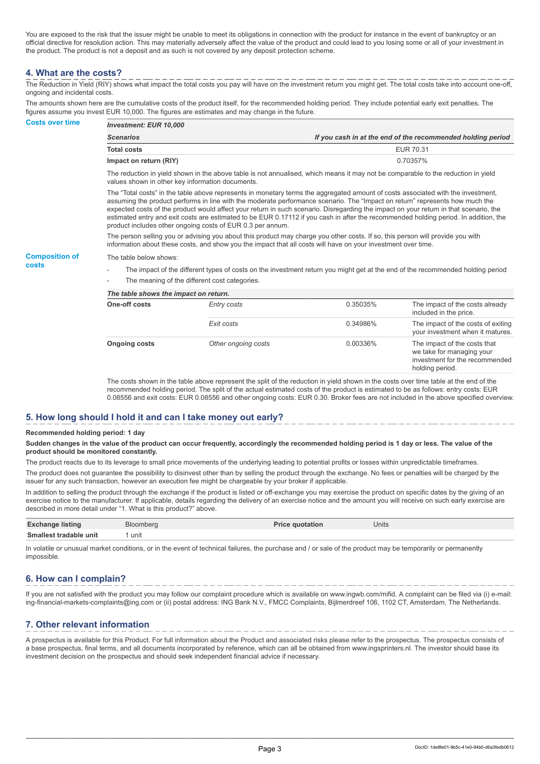You are exposed to the risk that the issuer might be unable to meet its obligations in connection with the product for instance in the event of bankruptcy or an official directive for resolution action. This may materially adversely affect the value of the product and could lead to you losing some or all of your investment in the product. The product is not a deposit and as such is not covered by any deposit protection scheme.

## 4. What are the costs?

The Reduction in Yield (RIY) shows what impact the total costs you pay will have on the investment return you might get. The total costs take into account one-off, ongoing and incidental costs.

The amounts shown here are the cumulative costs of the product itself, for the recommended holding period. They include potential early exit penalties. The figures assume you invest EUR 10,000. The figures are estimates and may change in the future.

### Costs over time

| *Investment: EUR 10,000* | |
|---|---|
| ***Scenarios*** | ***If you cash in at the end of the recommended holding period*** |
| **Total costs** | EUR 70.31 |
| **Impact on return (RIY)** | 0.70357% |

The reduction in yield shown in the above table is not annualised, which means it may not be comparable to the reduction in yield values shown in other key information documents.

The "Total costs" in the table above represents in monetary terms the aggregated amount of costs associated with the investment, assuming the product performs in line with the moderate performance scenario. The "Impact on return" represents how much the expected costs of the product would affect your return in such scenario. Disregarding the impact on your return in that scenario, the estimated entry and exit costs are estimated to be EUR 0.17112 if you cash in after the recommended holding period. In addition, the product includes other ongoing costs of EUR 0.3 per annum.

The person selling you or advising you about this product may charge you other costs. If so, this person will provide you with information about these costs, and show you the impact that all costs will have on your investment over time.

### Composition of costs

The table below shows:

- The impact of the different types of costs on the investment return you might get at the end of the recommended holding period
- The meaning of the different cost categories.

| *The table shows the impact on return.* | | | |
|---|---|---|---|
| **One-off costs** | *Entry costs* | 0.35035% | The impact of the costs already included in the price. |
| | *Exit costs* | 0.34986% | The impact of the costs of exiting your investment when it matures. |
| **Ongoing costs** | *Other ongoing costs* | 0.00336% | The impact of the costs that we take for managing your investment for the recommended holding period. |

The costs shown in the table above represent the split of the reduction in yield shown in the costs over time table at the end of the recommended holding period. The split of the actual estimated costs of the product is estimated to be as follows: entry costs: EUR 0.08556 and exit costs: EUR 0.08556 and other ongoing costs: EUR 0.30. Broker fees are not included in the above specified overview.

## 5. How long should I hold it and can I take money out early?

**Recommended holding period: 1 day**

**Sudden changes in the value of the product can occur frequently, accordingly the recommended holding period is 1 day or less. The value of the product should be monitored constantly.**

The product reacts due to its leverage to small price movements of the underlying leading to potential profits or losses within unpredictable timeframes.

The product does not guarantee the possibility to disinvest other than by selling the product through the exchange. No fees or penalties will be charged by the issuer for any such transaction, however an execution fee might be chargeable by your broker if applicable.

In addition to selling the product through the exchange if the product is listed or off-exchange you may exercise the product on specific dates by the giving of an exercise notice to the manufacturer. If applicable, details regarding the delivery of an exercise notice and the amount you will receive on such early exercise are described in more detail under "1. What is this product?" above.

| | | | |
|---|---|---|---|
| **Exchange listing** | Bloomberg | **Price quotation** | Units |
| **Smallest tradable unit** | 1 unit | | |

In volatile or unusual market conditions, or in the event of technical failures, the purchase and / or sale of the product may be temporarily or permanently impossible.

## 6. How can I complain?

If you are not satisfied with the product you may follow our complaint procedure which is available on www.ingwb.com/mifid. A complaint can be filed via (i) e-mail: ing-financial-markets-complaints@ing.com or (ii) postal address: ING Bank N.V., FMCC Complaints, Bijlmerdreef 106, 1102 CT, Amsterdam, The Netherlands.

## 7. Other relevant information

A prospectus is available for this Product. For full information about the Product and associated risks please refer to the prospectus. The prospectus consists of a base prospectus, final terms, and all documents incorporated by reference, which can all be obtained from www.ingsprinters.nl. The investor should base its investment decision on the prospectus and should seek independent financial advice if necessary.